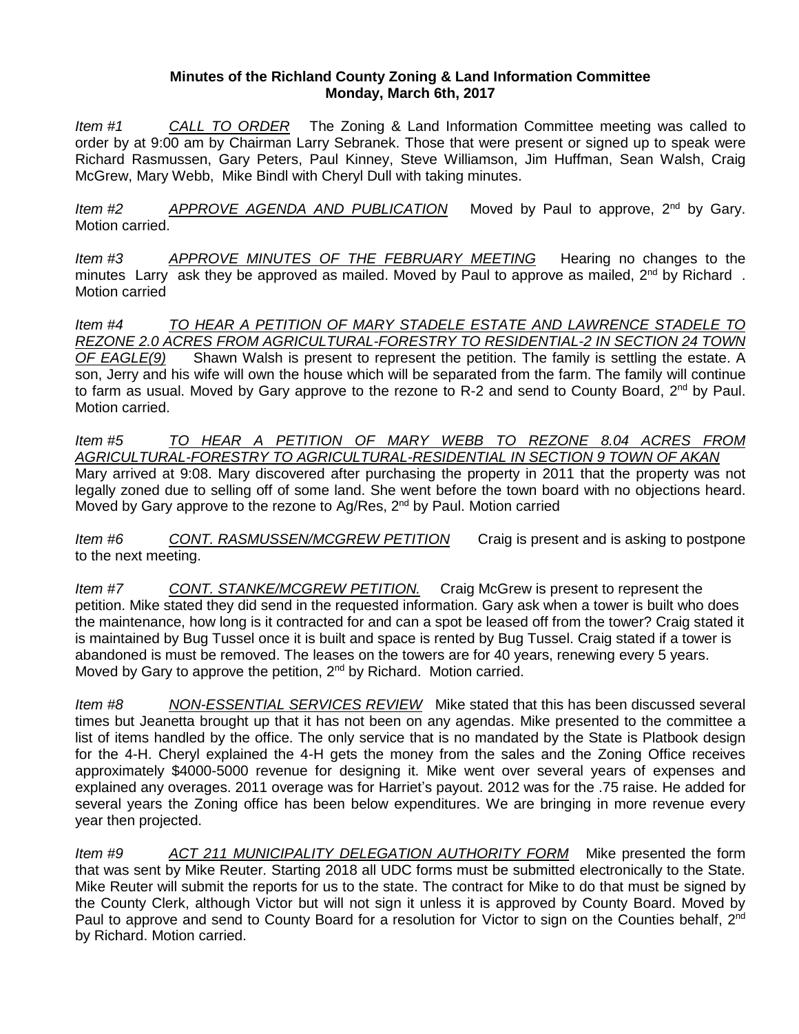**Minutes of the Richland County Zoning & Land Information Committee**
**Monday, March 6th, 2017**

*Item #1* *CALL TO ORDER* The Zoning & Land Information Committee meeting was called to order by at 9:00 am by Chairman Larry Sebranek. Those that were present or signed up to speak were Richard Rasmussen, Gary Peters, Paul Kinney, Steve Williamson, Jim Huffman, Sean Walsh, Craig McGrew, Mary Webb, Mike Bindl with Cheryl Dull with taking minutes.

*Item #2* *APPROVE AGENDA AND PUBLICATION* Moved by Paul to approve, 2nd by Gary. Motion carried.

*Item #3* *APPROVE MINUTES OF THE FEBRUARY MEETING* Hearing no changes to the minutes Larry ask they be approved as mailed. Moved by Paul to approve as mailed, 2nd by Richard . Motion carried

*Item #4* *TO HEAR A PETITION OF MARY STADELE ESTATE AND LAWRENCE STADELE TO REZONE 2.0 ACRES FROM AGRICULTURAL-FORESTRY TO RESIDENTIAL-2 IN SECTION 24 TOWN OF EAGLE(9)* Shawn Walsh is present to represent the petition. The family is settling the estate. A son, Jerry and his wife will own the house which will be separated from the farm. The family will continue to farm as usual. Moved by Gary approve to the rezone to R-2 and send to County Board, 2nd by Paul. Motion carried.

*Item #5* *TO HEAR A PETITION OF MARY WEBB TO REZONE 8.04 ACRES FROM AGRICULTURAL-FORESTRY TO AGRICULTURAL-RESIDENTIAL IN SECTION 9 TOWN OF AKAN* Mary arrived at 9:08. Mary discovered after purchasing the property in 2011 that the property was not legally zoned due to selling off of some land. She went before the town board with no objections heard. Moved by Gary approve to the rezone to Ag/Res, 2nd by Paul. Motion carried

*Item #6* *CONT. RASMUSSEN/MCGREW PETITION* Craig is present and is asking to postpone to the next meeting.

*Item #7* *CONT. STANKE/MCGREW PETITION.* Craig McGrew is present to represent the petition. Mike stated they did send in the requested information. Gary ask when a tower is built who does the maintenance, how long is it contracted for and can a spot be leased off from the tower? Craig stated it is maintained by Bug Tussel once it is built and space is rented by Bug Tussel. Craig stated if a tower is abandoned is must be removed. The leases on the towers are for 40 years, renewing every 5 years. Moved by Gary to approve the petition, 2nd by Richard. Motion carried.

*Item #8* *NON-ESSENTIAL SERVICES REVIEW* Mike stated that this has been discussed several times but Jeanetta brought up that it has not been on any agendas. Mike presented to the committee a list of items handled by the office. The only service that is no mandated by the State is Platbook design for the 4-H. Cheryl explained the 4-H gets the money from the sales and the Zoning Office receives approximately $4000-5000 revenue for designing it. Mike went over several years of expenses and explained any overages. 2011 overage was for Harriet's payout. 2012 was for the .75 raise. He added for several years the Zoning office has been below expenditures. We are bringing in more revenue every year then projected.

*Item #9* *ACT 211 MUNICIPALITY DELEGATION AUTHORITY FORM* Mike presented the form that was sent by Mike Reuter. Starting 2018 all UDC forms must be submitted electronically to the State. Mike Reuter will submit the reports for us to the state. The contract for Mike to do that must be signed by the County Clerk, although Victor but will not sign it unless it is approved by County Board. Moved by Paul to approve and send to County Board for a resolution for Victor to sign on the Counties behalf, 2nd by Richard. Motion carried.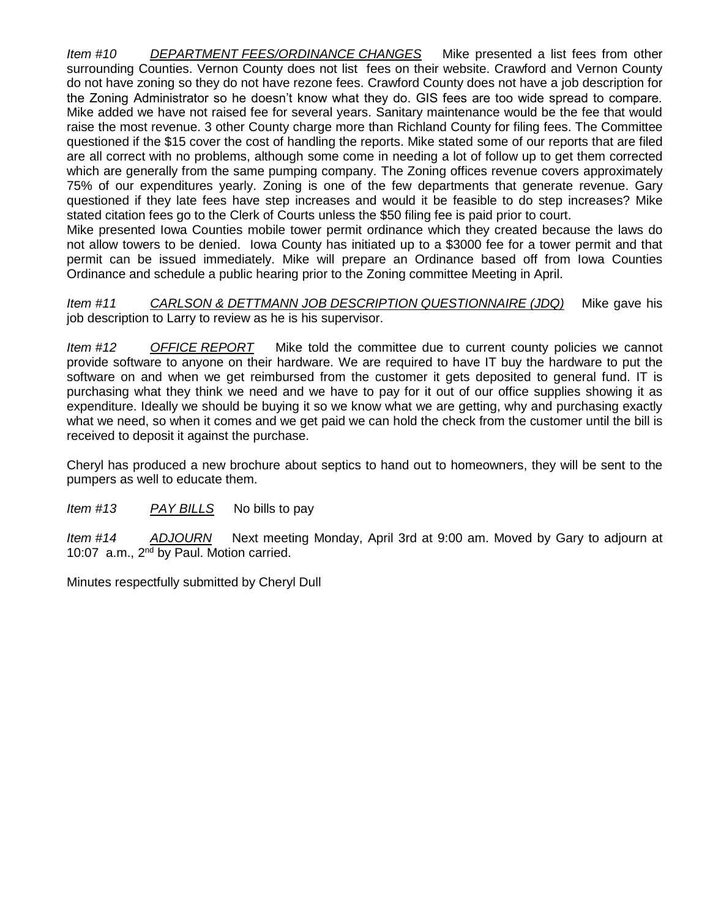*Item #10* *<u>DEPARTMENT FEES/ORDINANCE CHANGES</u>* Mike presented a list fees from other surrounding Counties. Vernon County does not list fees on their website. Crawford and Vernon County do not have zoning so they do not have rezone fees. Crawford County does not have a job description for the Zoning Administrator so he doesn't know what they do. GIS fees are too wide spread to compare. Mike added we have not raised fee for several years. Sanitary maintenance would be the fee that would raise the most revenue. 3 other County charge more than Richland County for filing fees. The Committee questioned if the $15 cover the cost of handling the reports. Mike stated some of our reports that are filed are all correct with no problems, although some come in needing a lot of follow up to get them corrected which are generally from the same pumping company. The Zoning offices revenue covers approximately 75% of our expenditures yearly. Zoning is one of the few departments that generate revenue. Gary questioned if they late fees have step increases and would it be feasible to do step increases? Mike stated citation fees go to the Clerk of Courts unless the $50 filing fee is paid prior to court.

Mike presented Iowa Counties mobile tower permit ordinance which they created because the laws do not allow towers to be denied. Iowa County has initiated up to a $3000 fee for a tower permit and that permit can be issued immediately. Mike will prepare an Ordinance based off from Iowa Counties Ordinance and schedule a public hearing prior to the Zoning committee Meeting in April.

*Item #11* *<u>CARLSON & DETTMANN JOB DESCRIPTION QUESTIONNAIRE (JDQ)</u>* Mike gave his job description to Larry to review as he is his supervisor.

*Item #12* *<u>OFFICE REPORT</u>* Mike told the committee due to current county policies we cannot provide software to anyone on their hardware. We are required to have IT buy the hardware to put the software on and when we get reimbursed from the customer it gets deposited to general fund. IT is purchasing what they think we need and we have to pay for it out of our office supplies showing it as expenditure. Ideally we should be buying it so we know what we are getting, why and purchasing exactly what we need, so when it comes and we get paid we can hold the check from the customer until the bill is received to deposit it against the purchase.

Cheryl has produced a new brochure about septics to hand out to homeowners, they will be sent to the pumpers as well to educate them.

*Item #13* *<u>PAY BILLS</u>* No bills to pay

*Item #14* *<u>ADJOURN</u>* Next meeting Monday, April 3rd at 9:00 am. Moved by Gary to adjourn at 10:07 a.m., 2nd by Paul. Motion carried.

Minutes respectfully submitted by Cheryl Dull